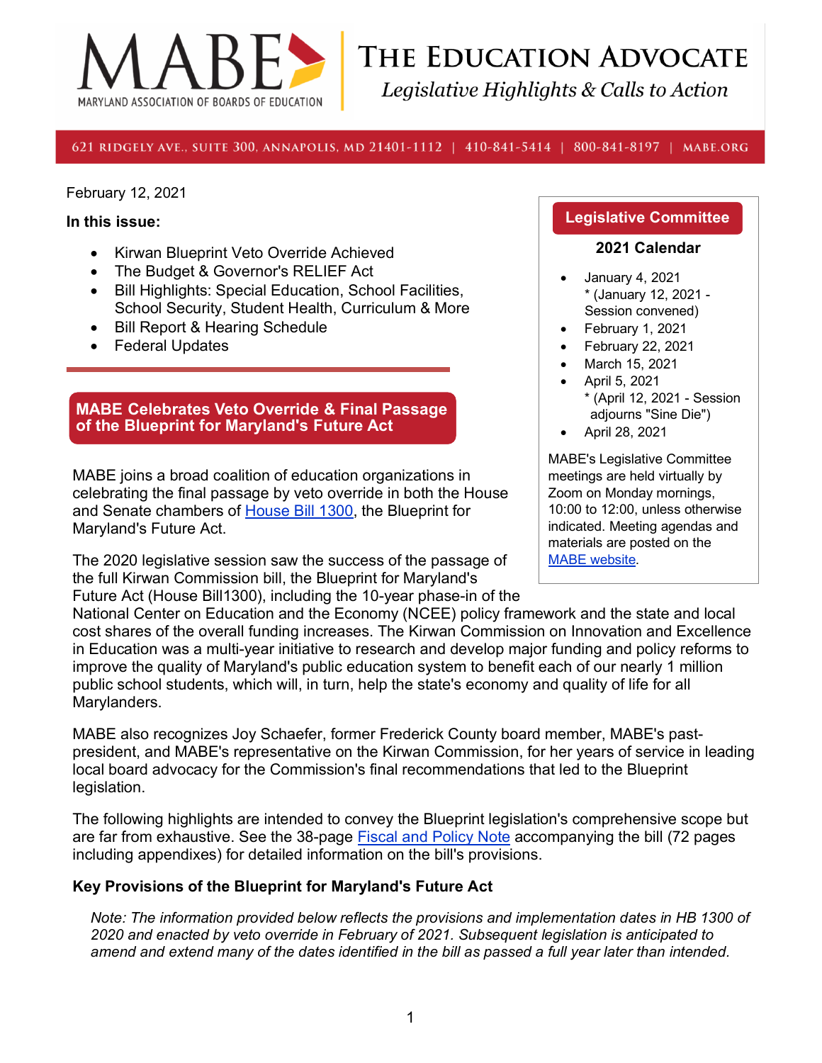# MABE — Maryland Association of Boards of Education

## The Education Advocate

*Legislative Highlights & Calls to Action*

621 Ridgely Ave., Suite 300, Annapolis, MD 21401-1112 | 410-841-5414 | 800-841-8197 | MABE.ORG

February 12, 2021

**In this issue:**

- Kirwan Blueprint Veto Override Achieved
- The Budget & Governor's RELIEF Act
- Bill Highlights: Special Education, School Facilities, School Security, Student Health, Curriculum & More
- Bill Report & Hearing Schedule
- Federal Updates

**Legislative Committee**

**2021 Calendar**

- January 4, 2021
  * (January 12, 2021 - Session convened)
- February 1, 2021
- February 22, 2021
- March 15, 2021
- April 5, 2021
  * (April 12, 2021 - Session adjourns "Sine Die")
- April 28, 2021

MABE's Legislative Committee meetings are held virtually by Zoom on Monday mornings, 10:00 to 12:00, unless otherwise indicated. Meeting agendas and materials are posted on the MABE website.

## MABE Celebrates Veto Override & Final Passage of the Blueprint for Maryland's Future Act

MABE joins a broad coalition of education organizations in celebrating the final passage by veto override in both the House and Senate chambers of House Bill 1300, the Blueprint for Maryland's Future Act.

The 2020 legislative session saw the success of the passage of the full Kirwan Commission bill, the Blueprint for Maryland's Future Act (House Bill1300), including the 10-year phase-in of the National Center on Education and the Economy (NCEE) policy framework and the state and local cost shares of the overall funding increases. The Kirwan Commission on Innovation and Excellence in Education was a multi-year initiative to research and develop major funding and policy reforms to improve the quality of Maryland's public education system to benefit each of our nearly 1 million public school students, which will, in turn, help the state's economy and quality of life for all Marylanders.

MABE also recognizes Joy Schaefer, former Frederick County board member, MABE's past-president, and MABE's representative on the Kirwan Commission, for her years of service in leading local board advocacy for the Commission's final recommendations that led to the Blueprint legislation.

The following highlights are intended to convey the Blueprint legislation's comprehensive scope but are far from exhaustive. See the 38-page Fiscal and Policy Note accompanying the bill (72 pages including appendixes) for detailed information on the bill's provisions.

### Key Provisions of the Blueprint for Maryland's Future Act

*Note: The information provided below reflects the provisions and implementation dates in HB 1300 of 2020 and enacted by veto override in February of 2021. Subsequent legislation is anticipated to amend and extend many of the dates identified in the bill as passed a full year later than intended.*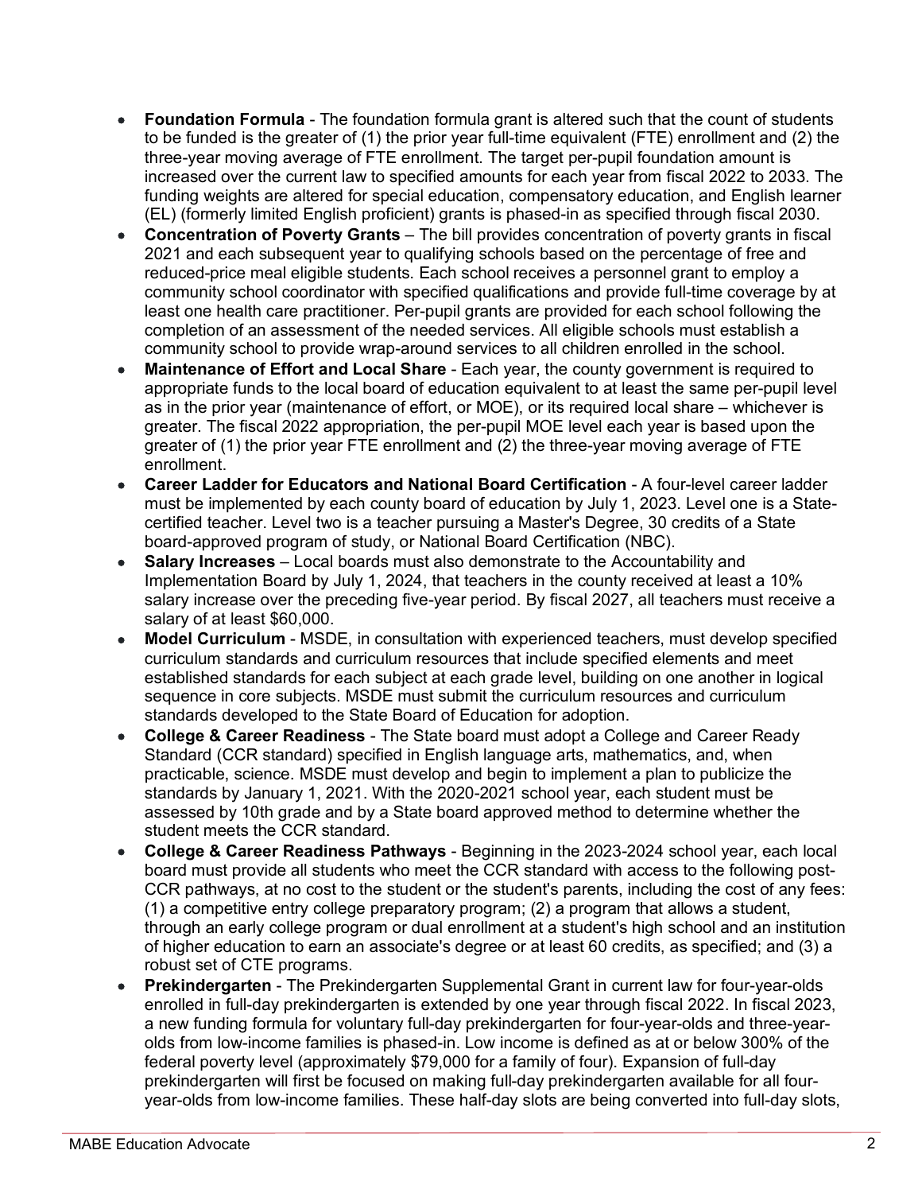- **Foundation Formula** - The foundation formula grant is altered such that the count of students to be funded is the greater of (1) the prior year full-time equivalent (FTE) enrollment and (2) the three-year moving average of FTE enrollment. The target per-pupil foundation amount is increased over the current law to specified amounts for each year from fiscal 2022 to 2033. The funding weights are altered for special education, compensatory education, and English learner (EL) (formerly limited English proficient) grants is phased-in as specified through fiscal 2030.
- **Concentration of Poverty Grants** – The bill provides concentration of poverty grants in fiscal 2021 and each subsequent year to qualifying schools based on the percentage of free and reduced-price meal eligible students. Each school receives a personnel grant to employ a community school coordinator with specified qualifications and provide full-time coverage by at least one health care practitioner. Per-pupil grants are provided for each school following the completion of an assessment of the needed services. All eligible schools must establish a community school to provide wrap-around services to all children enrolled in the school.
- **Maintenance of Effort and Local Share** - Each year, the county government is required to appropriate funds to the local board of education equivalent to at least the same per-pupil level as in the prior year (maintenance of effort, or MOE), or its required local share – whichever is greater. The fiscal 2022 appropriation, the per-pupil MOE level each year is based upon the greater of (1) the prior year FTE enrollment and (2) the three-year moving average of FTE enrollment.
- **Career Ladder for Educators and National Board Certification** - A four-level career ladder must be implemented by each county board of education by July 1, 2023. Level one is a State-certified teacher. Level two is a teacher pursuing a Master's Degree, 30 credits of a State board-approved program of study, or National Board Certification (NBC).
- **Salary Increases** – Local boards must also demonstrate to the Accountability and Implementation Board by July 1, 2024, that teachers in the county received at least a 10% salary increase over the preceding five-year period. By fiscal 2027, all teachers must receive a salary of at least $60,000.
- **Model Curriculum** - MSDE, in consultation with experienced teachers, must develop specified curriculum standards and curriculum resources that include specified elements and meet established standards for each subject at each grade level, building on one another in logical sequence in core subjects. MSDE must submit the curriculum resources and curriculum standards developed to the State Board of Education for adoption.
- **College & Career Readiness** - The State board must adopt a College and Career Ready Standard (CCR standard) specified in English language arts, mathematics, and, when practicable, science. MSDE must develop and begin to implement a plan to publicize the standards by January 1, 2021. With the 2020-2021 school year, each student must be assessed by 10th grade and by a State board approved method to determine whether the student meets the CCR standard.
- **College & Career Readiness Pathways** - Beginning in the 2023-2024 school year, each local board must provide all students who meet the CCR standard with access to the following post-CCR pathways, at no cost to the student or the student's parents, including the cost of any fees: (1) a competitive entry college preparatory program; (2) a program that allows a student, through an early college program or dual enrollment at a student's high school and an institution of higher education to earn an associate's degree or at least 60 credits, as specified; and (3) a robust set of CTE programs.
- **Prekindergarten** - The Prekindergarten Supplemental Grant in current law for four-year-olds enrolled in full-day prekindergarten is extended by one year through fiscal 2022. In fiscal 2023, a new funding formula for voluntary full-day prekindergarten for four-year-olds and three-year-olds from low-income families is phased-in. Low income is defined as at or below 300% of the federal poverty level (approximately $79,000 for a family of four). Expansion of full-day prekindergarten will first be focused on making full-day prekindergarten available for all four-year-olds from low-income families. These half-day slots are being converted into full-day slots,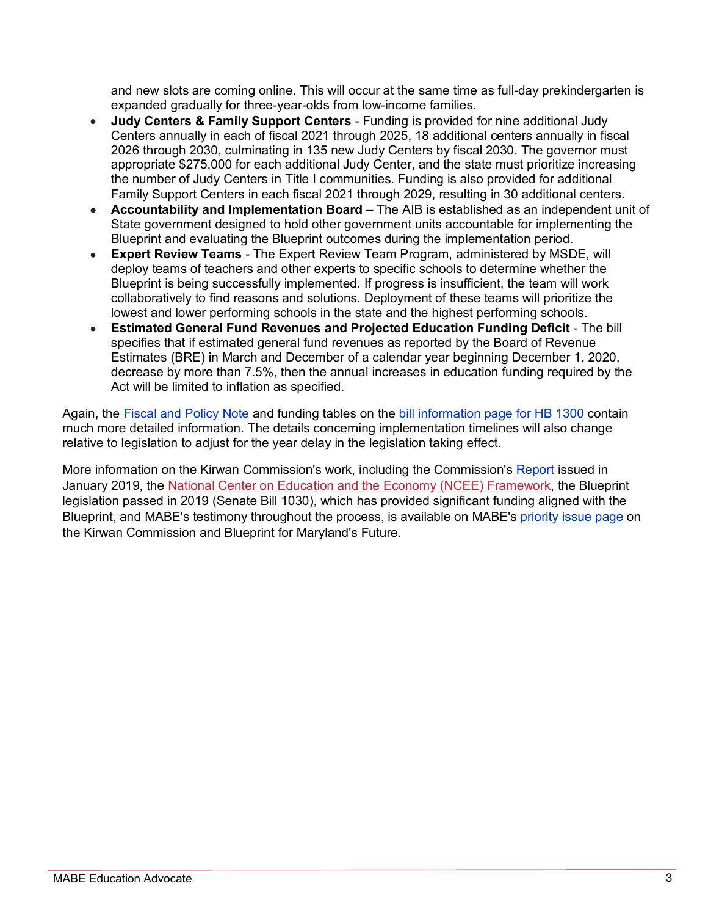and new slots are coming online. This will occur at the same time as full-day prekindergarten is expanded gradually for three-year-olds from low-income families.

- **Judy Centers & Family Support Centers** - Funding is provided for nine additional Judy Centers annually in each of fiscal 2021 through 2025, 18 additional centers annually in fiscal 2026 through 2030, culminating in 135 new Judy Centers by fiscal 2030. The governor must appropriate $275,000 for each additional Judy Center, and the state must prioritize increasing the number of Judy Centers in Title I communities. Funding is also provided for additional Family Support Centers in each fiscal 2021 through 2029, resulting in 30 additional centers.
- **Accountability and Implementation Board** – The AIB is established as an independent unit of State government designed to hold other government units accountable for implementing the Blueprint and evaluating the Blueprint outcomes during the implementation period.
- **Expert Review Teams** - The Expert Review Team Program, administered by MSDE, will deploy teams of teachers and other experts to specific schools to determine whether the Blueprint is being successfully implemented. If progress is insufficient, the team will work collaboratively to find reasons and solutions. Deployment of these teams will prioritize the lowest and lower performing schools in the state and the highest performing schools.
- **Estimated General Fund Revenues and Projected Education Funding Deficit** - The bill specifies that if estimated general fund revenues as reported by the Board of Revenue Estimates (BRE) in March and December of a calendar year beginning December 1, 2020, decrease by more than 7.5%, then the annual increases in education funding required by the Act will be limited to inflation as specified.

Again, the Fiscal and Policy Note and funding tables on the bill information page for HB 1300 contain much more detailed information. The details concerning implementation timelines will also change relative to legislation to adjust for the year delay in the legislation taking effect.

More information on the Kirwan Commission's work, including the Commission's Report issued in January 2019, the National Center on Education and the Economy (NCEE) Framework, the Blueprint legislation passed in 2019 (Senate Bill 1030), which has provided significant funding aligned with the Blueprint, and MABE's testimony throughout the process, is available on MABE's priority issue page on the Kirwan Commission and Blueprint for Maryland's Future.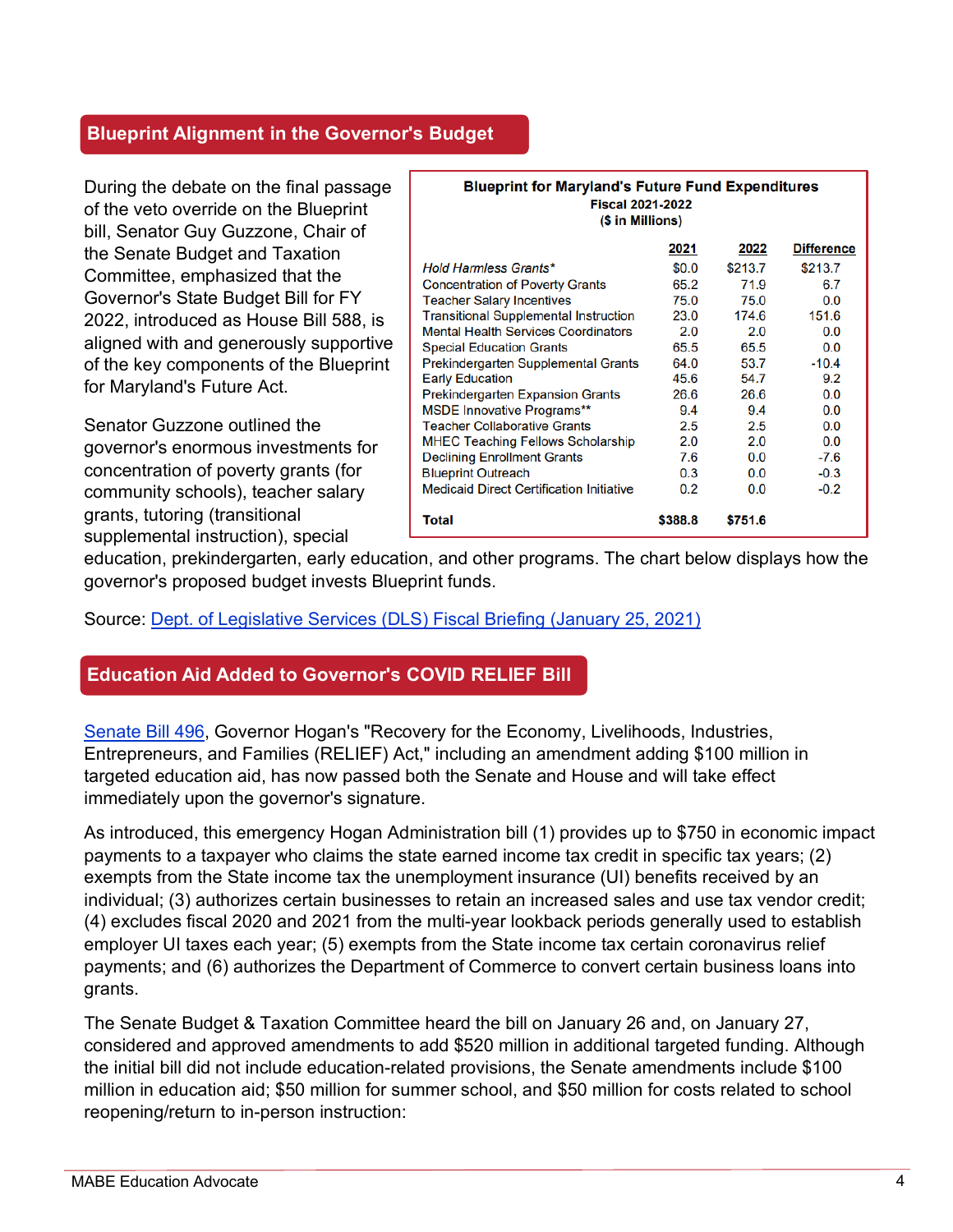## Blueprint Alignment in the Governor's Budget

During the debate on the final passage of the veto override on the Blueprint bill, Senator Guy Guzzone, Chair of the Senate Budget and Taxation Committee, emphasized that the Governor's State Budget Bill for FY 2022, introduced as House Bill 588, is aligned with and generously supportive of the key components of the Blueprint for Maryland's Future Act.

Senator Guzzone outlined the governor's enormous investments for concentration of poverty grants (for community schools), teacher salary grants, tutoring (transitional supplemental instruction), special education, prekindergarten, early education, and other programs. The chart below displays how the governor's proposed budget invests Blueprint funds.

**Blueprint for Maryland's Future Fund Expenditures**
**Fiscal 2021-2022**
**($ in Millions)**

| | 2021 | 2022 | Difference |
|---|---|---|---|
| *Hold Harmless Grants** | $0.0 | $213.7 | $213.7 |
| Concentration of Poverty Grants | 65.2 | 71.9 | 6.7 |
| Teacher Salary Incentives | 75.0 | 75.0 | 0.0 |
| Transitional Supplemental Instruction | 23.0 | 174.6 | 151.6 |
| Mental Health Services Coordinators | 2.0 | 2.0 | 0.0 |
| Special Education Grants | 65.5 | 65.5 | 0.0 |
| Prekindergarten Supplemental Grants | 64.0 | 53.7 | -10.4 |
| Early Education | 45.6 | 54.7 | 9.2 |
| Prekindergarten Expansion Grants | 26.6 | 26.6 | 0.0 |
| MSDE Innovative Programs** | 9.4 | 9.4 | 0.0 |
| Teacher Collaborative Grants | 2.5 | 2.5 | 0.0 |
| MHEC Teaching Fellows Scholarship | 2.0 | 2.0 | 0.0 |
| Declining Enrollment Grants | 7.6 | 0.0 | -7.6 |
| Blueprint Outreach | 0.3 | 0.0 | -0.3 |
| Medicaid Direct Certification Initiative | 0.2 | 0.0 | -0.2 |
| **Total** | **$388.8** | **$751.6** | |

Source: [Dept. of Legislative Services (DLS) Fiscal Briefing (January 25, 2021)]

## Education Aid Added to Governor's COVID RELIEF Bill

[Senate Bill 496], Governor Hogan's "Recovery for the Economy, Livelihoods, Industries, Entrepreneurs, and Families (RELIEF) Act," including an amendment adding $100 million in targeted education aid, has now passed both the Senate and House and will take effect immediately upon the governor's signature.

As introduced, this emergency Hogan Administration bill (1) provides up to $750 in economic impact payments to a taxpayer who claims the state earned income tax credit in specific tax years; (2) exempts from the State income tax the unemployment insurance (UI) benefits received by an individual; (3) authorizes certain businesses to retain an increased sales and use tax vendor credit; (4) excludes fiscal 2020 and 2021 from the multi-year lookback periods generally used to establish employer UI taxes each year; (5) exempts from the State income tax certain coronavirus relief payments; and (6) authorizes the Department of Commerce to convert certain business loans into grants.

The Senate Budget & Taxation Committee heard the bill on January 26 and, on January 27, considered and approved amendments to add $520 million in additional targeted funding. Although the initial bill did not include education-related provisions, the Senate amendments include $100 million in education aid; $50 million for summer school, and $50 million for costs related to school reopening/return to in-person instruction: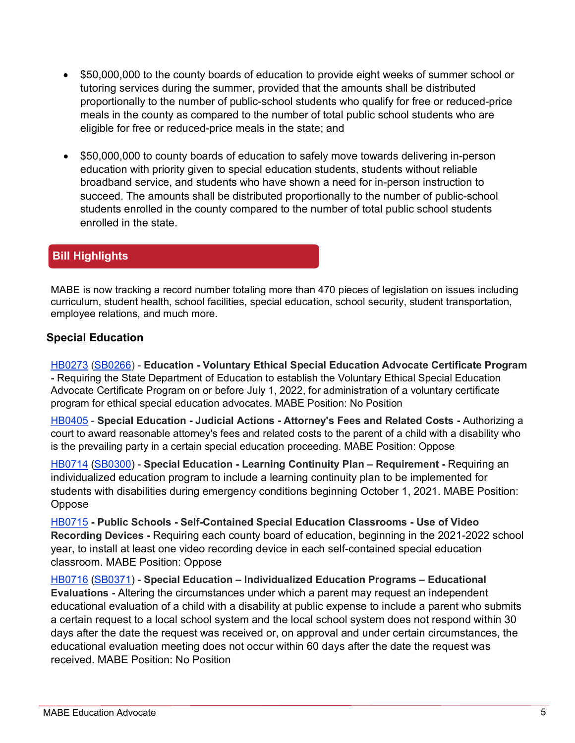- $50,000,000 to the county boards of education to provide eight weeks of summer school or tutoring services during the summer, provided that the amounts shall be distributed proportionally to the number of public-school students who qualify for free or reduced-price meals in the county as compared to the number of total public school students who are eligible for free or reduced-price meals in the state; and

- $50,000,000 to county boards of education to safely move towards delivering in-person education with priority given to special education students, students without reliable broadband service, and students who have shown a need for in-person instruction to succeed. The amounts shall be distributed proportionally to the number of public-school students enrolled in the county compared to the number of total public school students enrolled in the state.

## Bill Highlights

MABE is now tracking a record number totaling more than 470 pieces of legislation on issues including curriculum, student health, school facilities, special education, school security, student transportation, employee relations, and much more.

### Special Education

HB0273 (SB0266) - **Education - Voluntary Ethical Special Education Advocate Certificate Program -** Requiring the State Department of Education to establish the Voluntary Ethical Special Education Advocate Certificate Program on or before July 1, 2022, for administration of a voluntary certificate program for ethical special education advocates. MABE Position: No Position

HB0405 - **Special Education - Judicial Actions - Attorney's Fees and Related Costs -** Authorizing a court to award reasonable attorney's fees and related costs to the parent of a child with a disability who is the prevailing party in a certain special education proceeding. MABE Position: Oppose

HB0714 (SB0300) - **Special Education - Learning Continuity Plan – Requirement -** Requiring an individualized education program to include a learning continuity plan to be implemented for students with disabilities during emergency conditions beginning October 1, 2021. MABE Position: Oppose

HB0715 **- Public Schools - Self-Contained Special Education Classrooms - Use of Video Recording Devices -** Requiring each county board of education, beginning in the 2021-2022 school year, to install at least one video recording device in each self-contained special education classroom. MABE Position: Oppose

HB0716 (SB0371) - **Special Education – Individualized Education Programs – Educational Evaluations -** Altering the circumstances under which a parent may request an independent educational evaluation of a child with a disability at public expense to include a parent who submits a certain request to a local school system and the local school system does not respond within 30 days after the date the request was received or, on approval and under certain circumstances, the educational evaluation meeting does not occur within 60 days after the date the request was received. MABE Position: No Position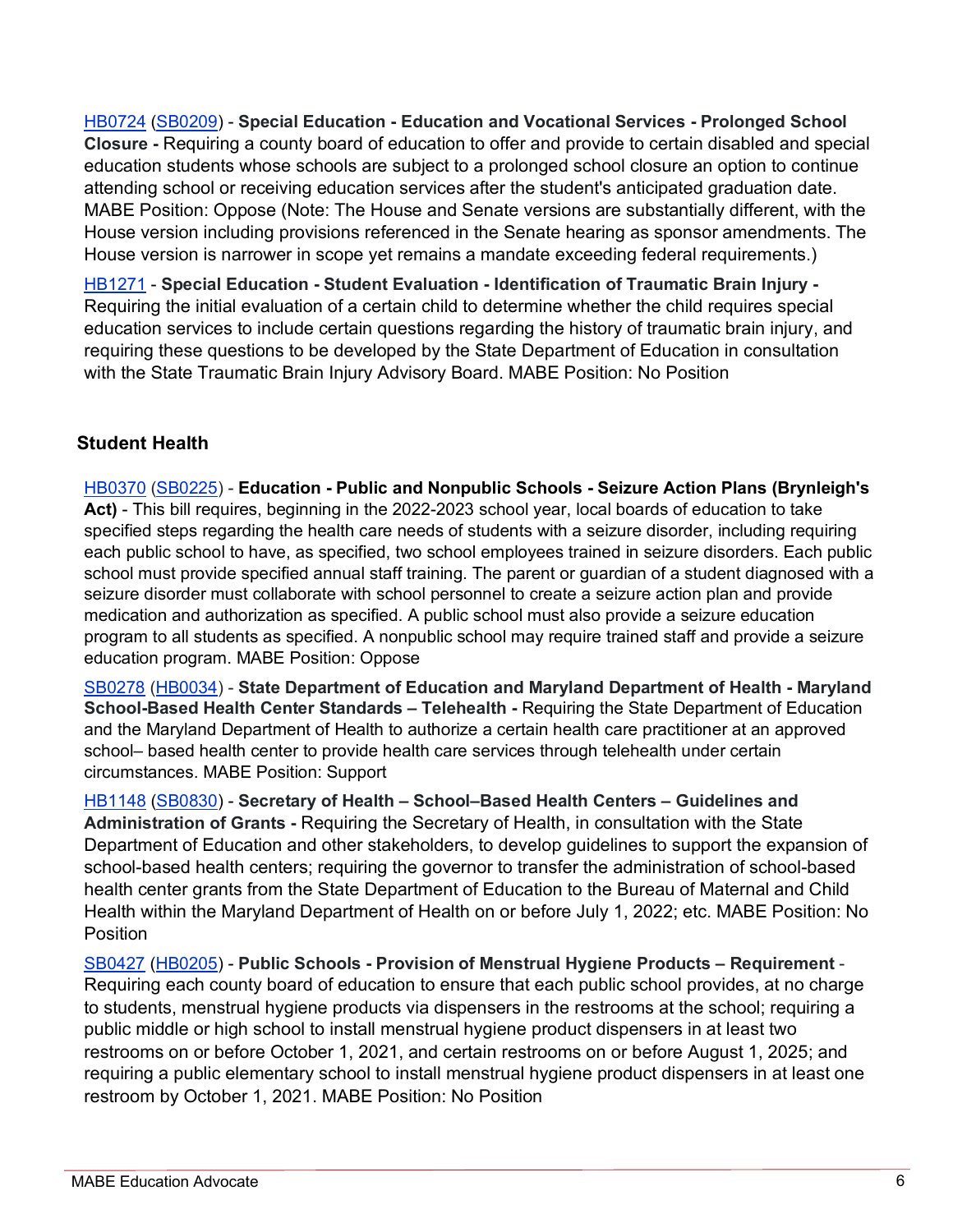[HB0724](HB0724) ([SB0209](SB0209)) - **Special Education - Education and Vocational Services - Prolonged School Closure -** Requiring a county board of education to offer and provide to certain disabled and special education students whose schools are subject to a prolonged school closure an option to continue attending school or receiving education services after the student's anticipated graduation date. MABE Position: Oppose (Note: The House and Senate versions are substantially different, with the House version including provisions referenced in the Senate hearing as sponsor amendments. The House version is narrower in scope yet remains a mandate exceeding federal requirements.)

HB1271 - **Special Education - Student Evaluation - Identification of Traumatic Brain Injury -** Requiring the initial evaluation of a certain child to determine whether the child requires special education services to include certain questions regarding the history of traumatic brain injury, and requiring these questions to be developed by the State Department of Education in consultation with the State Traumatic Brain Injury Advisory Board. MABE Position: No Position

### Student Health

HB0370 (SB0225) - **Education - Public and Nonpublic Schools - Seizure Action Plans (Brynleigh's Act)** - This bill requires, beginning in the 2022-2023 school year, local boards of education to take specified steps regarding the health care needs of students with a seizure disorder, including requiring each public school to have, as specified, two school employees trained in seizure disorders. Each public school must provide specified annual staff training. The parent or guardian of a student diagnosed with a seizure disorder must collaborate with school personnel to create a seizure action plan and provide medication and authorization as specified. A public school must also provide a seizure education program to all students as specified. A nonpublic school may require trained staff and provide a seizure education program. MABE Position: Oppose

SB0278 (HB0034) - **State Department of Education and Maryland Department of Health - Maryland School-Based Health Center Standards – Telehealth -** Requiring the State Department of Education and the Maryland Department of Health to authorize a certain health care practitioner at an approved school– based health center to provide health care services through telehealth under certain circumstances. MABE Position: Support

HB1148 (SB0830) - **Secretary of Health – School–Based Health Centers – Guidelines and Administration of Grants -** Requiring the Secretary of Health, in consultation with the State Department of Education and other stakeholders, to develop guidelines to support the expansion of school-based health centers; requiring the governor to transfer the administration of school-based health center grants from the State Department of Education to the Bureau of Maternal and Child Health within the Maryland Department of Health on or before July 1, 2022; etc. MABE Position: No Position

SB0427 (HB0205) - **Public Schools - Provision of Menstrual Hygiene Products – Requirement** - Requiring each county board of education to ensure that each public school provides, at no charge to students, menstrual hygiene products via dispensers in the restrooms at the school; requiring a public middle or high school to install menstrual hygiene product dispensers in at least two restrooms on or before October 1, 2021, and certain restrooms on or before August 1, 2025; and requiring a public elementary school to install menstrual hygiene product dispensers in at least one restroom by October 1, 2021. MABE Position: No Position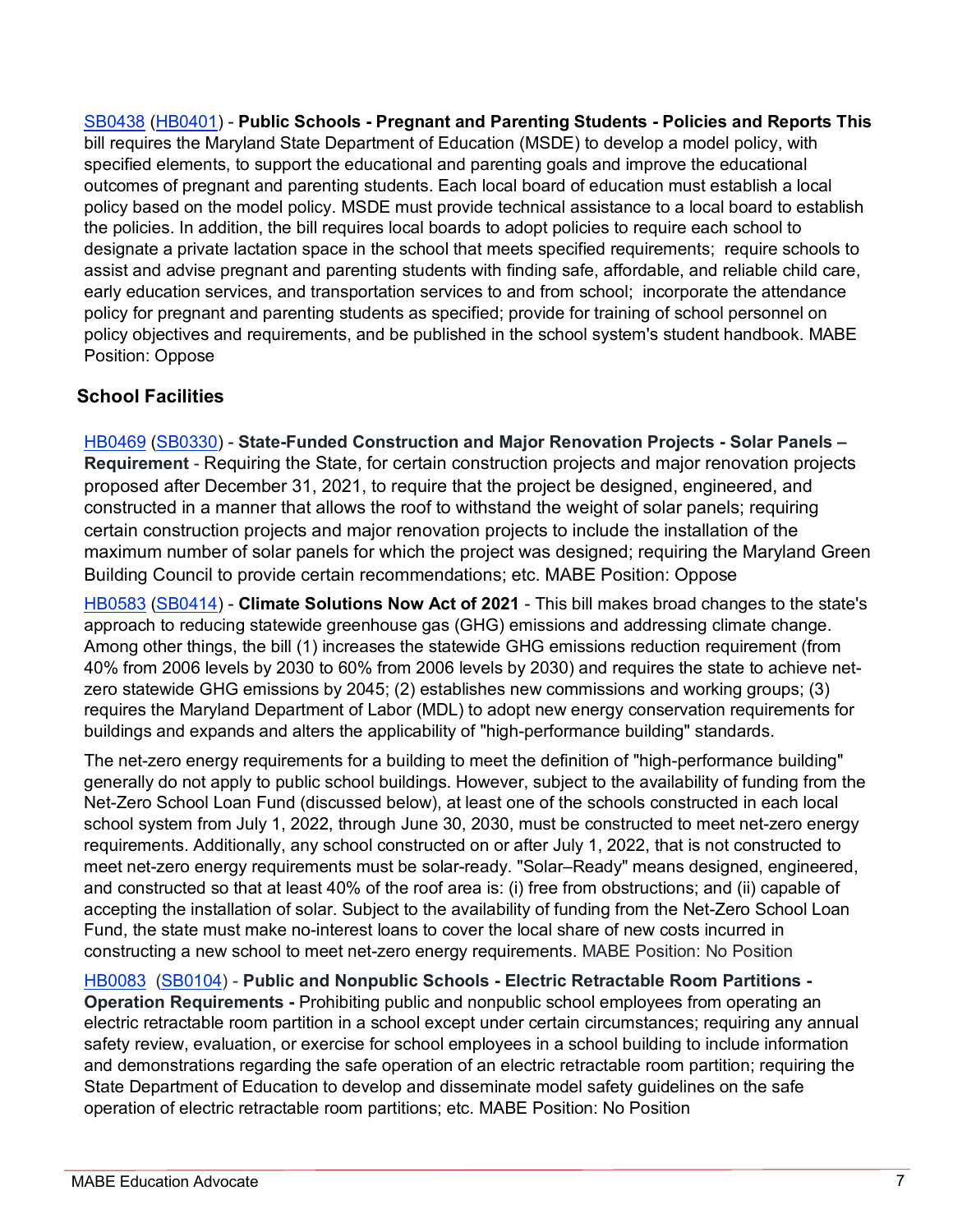[SB0438](SB0438) ([HB0401](HB0401)) - **Public Schools - Pregnant and Parenting Students - Policies and Reports This** bill requires the Maryland State Department of Education (MSDE) to develop a model policy, with specified elements, to support the educational and parenting goals and improve the educational outcomes of pregnant and parenting students. Each local board of education must establish a local policy based on the model policy. MSDE must provide technical assistance to a local board to establish the policies. In addition, the bill requires local boards to adopt policies to require each school to designate a private lactation space in the school that meets specified requirements; require schools to assist and advise pregnant and parenting students with finding safe, affordable, and reliable child care, early education services, and transportation services to and from school; incorporate the attendance policy for pregnant and parenting students as specified; provide for training of school personnel on policy objectives and requirements, and be published in the school system's student handbook. MABE Position: Oppose

## School Facilities

HB0469 (SB0330) - **State-Funded Construction and Major Renovation Projects - Solar Panels – Requirement** - Requiring the State, for certain construction projects and major renovation projects proposed after December 31, 2021, to require that the project be designed, engineered, and constructed in a manner that allows the roof to withstand the weight of solar panels; requiring certain construction projects and major renovation projects to include the installation of the maximum number of solar panels for which the project was designed; requiring the Maryland Green Building Council to provide certain recommendations; etc. MABE Position: Oppose

HB0583 (SB0414) - **Climate Solutions Now Act of 2021** - This bill makes broad changes to the state's approach to reducing statewide greenhouse gas (GHG) emissions and addressing climate change. Among other things, the bill (1) increases the statewide GHG emissions reduction requirement (from 40% from 2006 levels by 2030 to 60% from 2006 levels by 2030) and requires the state to achieve net-zero statewide GHG emissions by 2045; (2) establishes new commissions and working groups; (3) requires the Maryland Department of Labor (MDL) to adopt new energy conservation requirements for buildings and expands and alters the applicability of "high-performance building" standards.

The net-zero energy requirements for a building to meet the definition of "high-performance building" generally do not apply to public school buildings. However, subject to the availability of funding from the Net-Zero School Loan Fund (discussed below), at least one of the schools constructed in each local school system from July 1, 2022, through June 30, 2030, must be constructed to meet net-zero energy requirements. Additionally, any school constructed on or after July 1, 2022, that is not constructed to meet net-zero energy requirements must be solar-ready. "Solar–Ready" means designed, engineered, and constructed so that at least 40% of the roof area is: (i) free from obstructions; and (ii) capable of accepting the installation of solar. Subject to the availability of funding from the Net-Zero School Loan Fund, the state must make no-interest loans to cover the local share of new costs incurred in constructing a new school to meet net-zero energy requirements. MABE Position: No Position

HB0083 (SB0104) - **Public and Nonpublic Schools - Electric Retractable Room Partitions - Operation Requirements -** Prohibiting public and nonpublic school employees from operating an electric retractable room partition in a school except under certain circumstances; requiring any annual safety review, evaluation, or exercise for school employees in a school building to include information and demonstrations regarding the safe operation of an electric retractable room partition; requiring the State Department of Education to develop and disseminate model safety guidelines on the safe operation of electric retractable room partitions; etc. MABE Position: No Position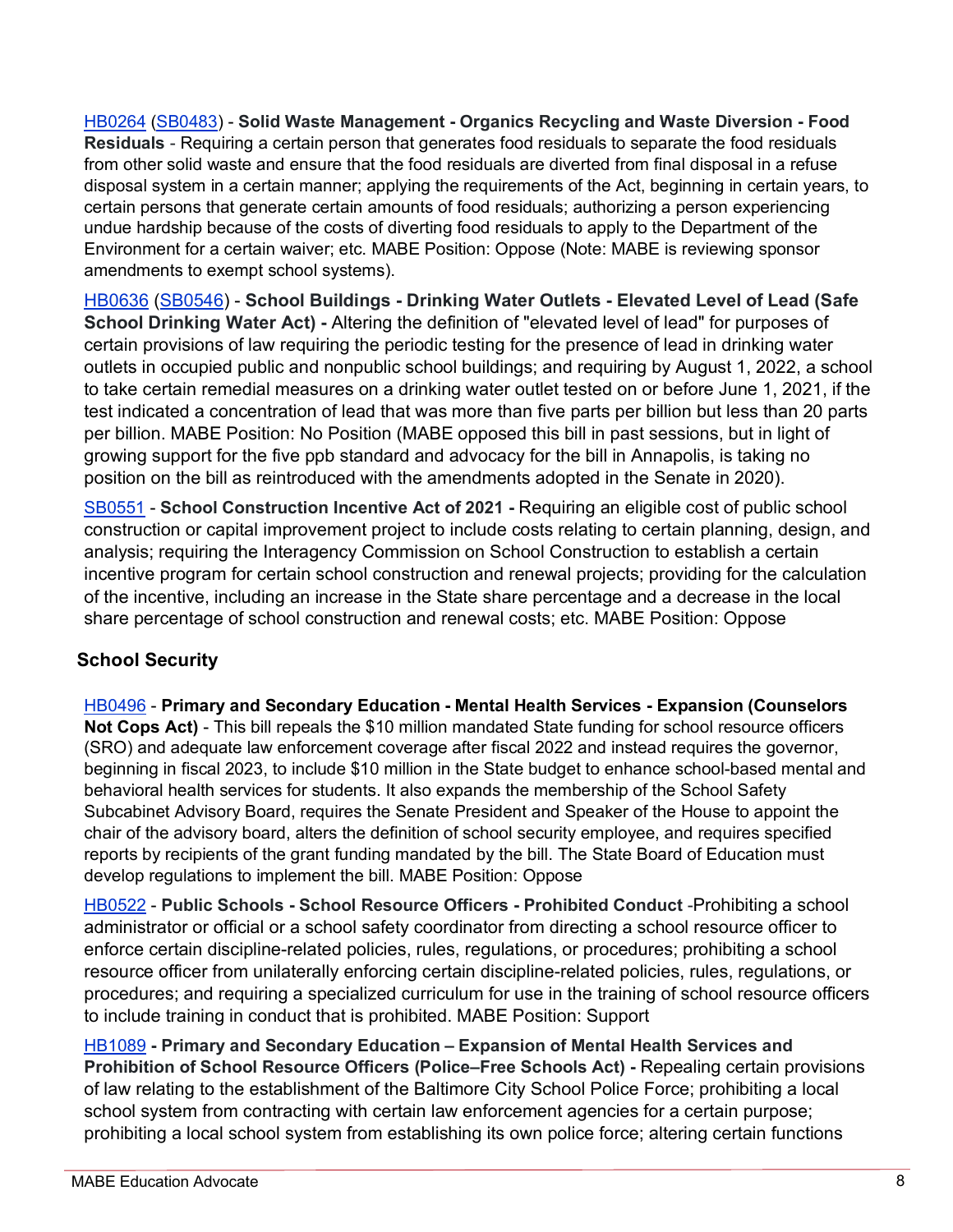HB0264 (SB0483) - **Solid Waste Management - Organics Recycling and Waste Diversion - Food Residuals** - Requiring a certain person that generates food residuals to separate the food residuals from other solid waste and ensure that the food residuals are diverted from final disposal in a refuse disposal system in a certain manner; applying the requirements of the Act, beginning in certain years, to certain persons that generate certain amounts of food residuals; authorizing a person experiencing undue hardship because of the costs of diverting food residuals to apply to the Department of the Environment for a certain waiver; etc. MABE Position: Oppose (Note: MABE is reviewing sponsor amendments to exempt school systems).

HB0636 (SB0546) - **School Buildings - Drinking Water Outlets - Elevated Level of Lead (Safe School Drinking Water Act) -** Altering the definition of "elevated level of lead" for purposes of certain provisions of law requiring the periodic testing for the presence of lead in drinking water outlets in occupied public and nonpublic school buildings; and requiring by August 1, 2022, a school to take certain remedial measures on a drinking water outlet tested on or before June 1, 2021, if the test indicated a concentration of lead that was more than five parts per billion but less than 20 parts per billion. MABE Position: No Position (MABE opposed this bill in past sessions, but in light of growing support for the five ppb standard and advocacy for the bill in Annapolis, is taking no position on the bill as reintroduced with the amendments adopted in the Senate in 2020).

SB0551 - **School Construction Incentive Act of 2021 -** Requiring an eligible cost of public school construction or capital improvement project to include costs relating to certain planning, design, and analysis; requiring the Interagency Commission on School Construction to establish a certain incentive program for certain school construction and renewal projects; providing for the calculation of the incentive, including an increase in the State share percentage and a decrease in the local share percentage of school construction and renewal costs; etc. MABE Position: Oppose

## School Security

HB0496 - **Primary and Secondary Education - Mental Health Services - Expansion (Counselors Not Cops Act)** - This bill repeals the $10 million mandated State funding for school resource officers (SRO) and adequate law enforcement coverage after fiscal 2022 and instead requires the governor, beginning in fiscal 2023, to include $10 million in the State budget to enhance school-based mental and behavioral health services for students. It also expands the membership of the School Safety Subcabinet Advisory Board, requires the Senate President and Speaker of the House to appoint the chair of the advisory board, alters the definition of school security employee, and requires specified reports by recipients of the grant funding mandated by the bill. The State Board of Education must develop regulations to implement the bill. MABE Position: Oppose

HB0522 - **Public Schools - School Resource Officers - Prohibited Conduct** -Prohibiting a school administrator or official or a school safety coordinator from directing a school resource officer to enforce certain discipline-related policies, rules, regulations, or procedures; prohibiting a school resource officer from unilaterally enforcing certain discipline-related policies, rules, regulations, or procedures; and requiring a specialized curriculum for use in the training of school resource officers to include training in conduct that is prohibited. MABE Position: Support

HB1089 **- Primary and Secondary Education – Expansion of Mental Health Services and Prohibition of School Resource Officers (Police–Free Schools Act) -** Repealing certain provisions of law relating to the establishment of the Baltimore City School Police Force; prohibiting a local school system from contracting with certain law enforcement agencies for a certain purpose; prohibiting a local school system from establishing its own police force; altering certain functions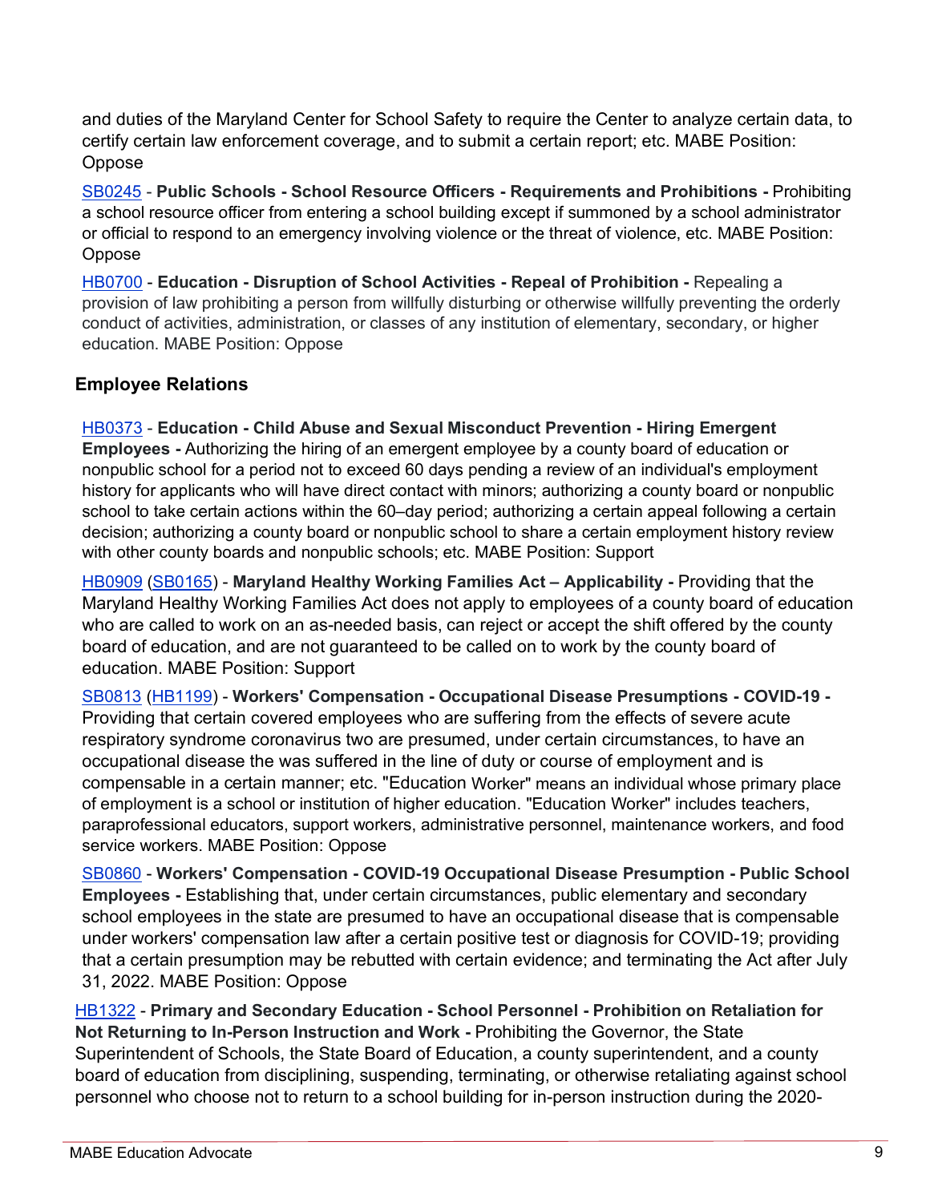and duties of the Maryland Center for School Safety to require the Center to analyze certain data, to certify certain law enforcement coverage, and to submit a certain report; etc. MABE Position: Oppose

SB0245 - **Public Schools - School Resource Officers - Requirements and Prohibitions -** Prohibiting a school resource officer from entering a school building except if summoned by a school administrator or official to respond to an emergency involving violence or the threat of violence, etc. MABE Position: Oppose

HB0700 - **Education - Disruption of School Activities - Repeal of Prohibition -** Repealing a provision of law prohibiting a person from willfully disturbing or otherwise willfully preventing the orderly conduct of activities, administration, or classes of any institution of elementary, secondary, or higher education. MABE Position: Oppose

### Employee Relations

HB0373 - **Education - Child Abuse and Sexual Misconduct Prevention - Hiring Emergent Employees -** Authorizing the hiring of an emergent employee by a county board of education or nonpublic school for a period not to exceed 60 days pending a review of an individual's employment history for applicants who will have direct contact with minors; authorizing a county board or nonpublic school to take certain actions within the 60–day period; authorizing a certain appeal following a certain decision; authorizing a county board or nonpublic school to share a certain employment history review with other county boards and nonpublic schools; etc. MABE Position: Support

HB0909 (SB0165) - **Maryland Healthy Working Families Act – Applicability -** Providing that the Maryland Healthy Working Families Act does not apply to employees of a county board of education who are called to work on an as-needed basis, can reject or accept the shift offered by the county board of education, and are not guaranteed to be called on to work by the county board of education. MABE Position: Support

SB0813 (HB1199) - **Workers' Compensation - Occupational Disease Presumptions - COVID-19 -** Providing that certain covered employees who are suffering from the effects of severe acute respiratory syndrome coronavirus two are presumed, under certain circumstances, to have an occupational disease the was suffered in the line of duty or course of employment and is compensable in a certain manner; etc. "Education Worker" means an individual whose primary place of employment is a school or institution of higher education. "Education Worker" includes teachers, paraprofessional educators, support workers, administrative personnel, maintenance workers, and food service workers. MABE Position: Oppose

SB0860 - **Workers' Compensation - COVID-19 Occupational Disease Presumption - Public School Employees -** Establishing that, under certain circumstances, public elementary and secondary school employees in the state are presumed to have an occupational disease that is compensable under workers' compensation law after a certain positive test or diagnosis for COVID-19; providing that a certain presumption may be rebutted with certain evidence; and terminating the Act after July 31, 2022. MABE Position: Oppose

HB1322 - **Primary and Secondary Education - School Personnel - Prohibition on Retaliation for Not Returning to In-Person Instruction and Work -** Prohibiting the Governor, the State Superintendent of Schools, the State Board of Education, a county superintendent, and a county board of education from disciplining, suspending, terminating, or otherwise retaliating against school personnel who choose not to return to a school building for in-person instruction during the 2020-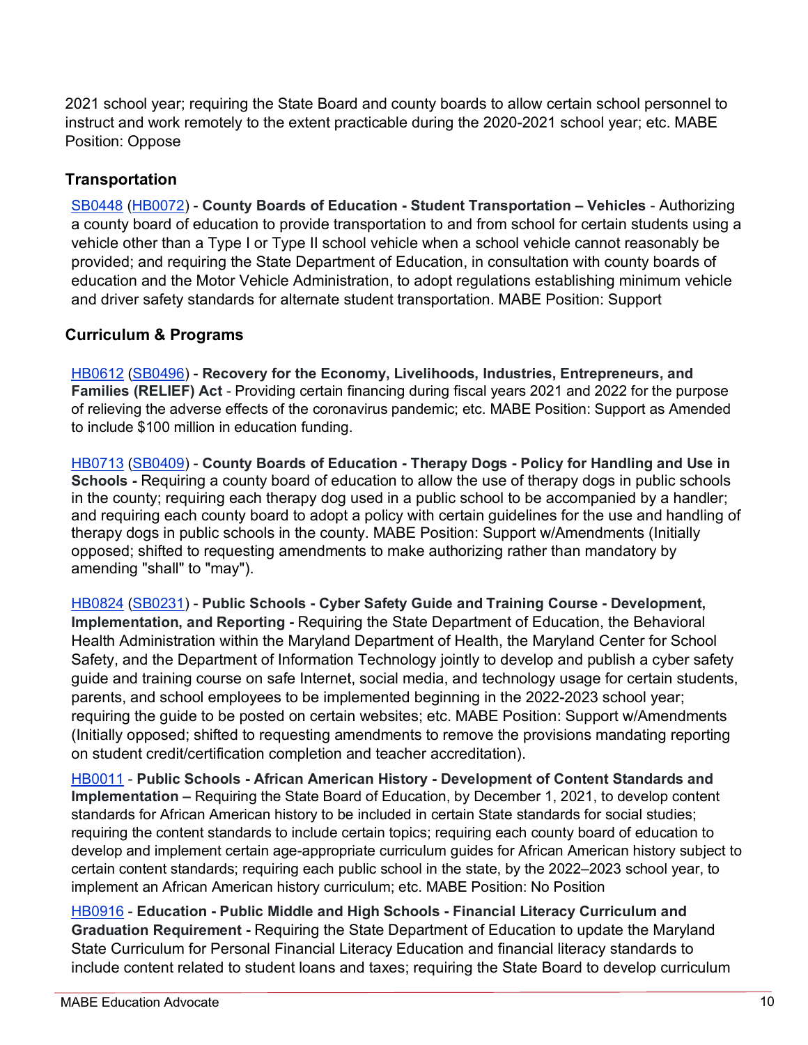2021 school year; requiring the State Board and county boards to allow certain school personnel to instruct and work remotely to the extent practicable during the 2020-2021 school year; etc. MABE Position: Oppose

### Transportation

SB0448 (HB0072) - **County Boards of Education - Student Transportation – Vehicles** - Authorizing a county board of education to provide transportation to and from school for certain students using a vehicle other than a Type I or Type II school vehicle when a school vehicle cannot reasonably be provided; and requiring the State Department of Education, in consultation with county boards of education and the Motor Vehicle Administration, to adopt regulations establishing minimum vehicle and driver safety standards for alternate student transportation. MABE Position: Support

### Curriculum & Programs

HB0612 (SB0496) - **Recovery for the Economy, Livelihoods, Industries, Entrepreneurs, and Families (RELIEF) Act** - Providing certain financing during fiscal years 2021 and 2022 for the purpose of relieving the adverse effects of the coronavirus pandemic; etc. MABE Position: Support as Amended to include $100 million in education funding.

HB0713 (SB0409) - **County Boards of Education - Therapy Dogs - Policy for Handling and Use in Schools -** Requiring a county board of education to allow the use of therapy dogs in public schools in the county; requiring each therapy dog used in a public school to be accompanied by a handler; and requiring each county board to adopt a policy with certain guidelines for the use and handling of therapy dogs in public schools in the county. MABE Position: Support w/Amendments (Initially opposed; shifted to requesting amendments to make authorizing rather than mandatory by amending "shall" to "may").

HB0824 (SB0231) - **Public Schools - Cyber Safety Guide and Training Course - Development, Implementation, and Reporting -** Requiring the State Department of Education, the Behavioral Health Administration within the Maryland Department of Health, the Maryland Center for School Safety, and the Department of Information Technology jointly to develop and publish a cyber safety guide and training course on safe Internet, social media, and technology usage for certain students, parents, and school employees to be implemented beginning in the 2022-2023 school year; requiring the guide to be posted on certain websites; etc. MABE Position: Support w/Amendments (Initially opposed; shifted to requesting amendments to remove the provisions mandating reporting on student credit/certification completion and teacher accreditation).

HB0011 - **Public Schools - African American History - Development of Content Standards and Implementation –** Requiring the State Board of Education, by December 1, 2021, to develop content standards for African American history to be included in certain State standards for social studies; requiring the content standards to include certain topics; requiring each county board of education to develop and implement certain age-appropriate curriculum guides for African American history subject to certain content standards; requiring each public school in the state, by the 2022–2023 school year, to implement an African American history curriculum; etc. MABE Position: No Position

HB0916 - **Education - Public Middle and High Schools - Financial Literacy Curriculum and Graduation Requirement -** Requiring the State Department of Education to update the Maryland State Curriculum for Personal Financial Literacy Education and financial literacy standards to include content related to student loans and taxes; requiring the State Board to develop curriculum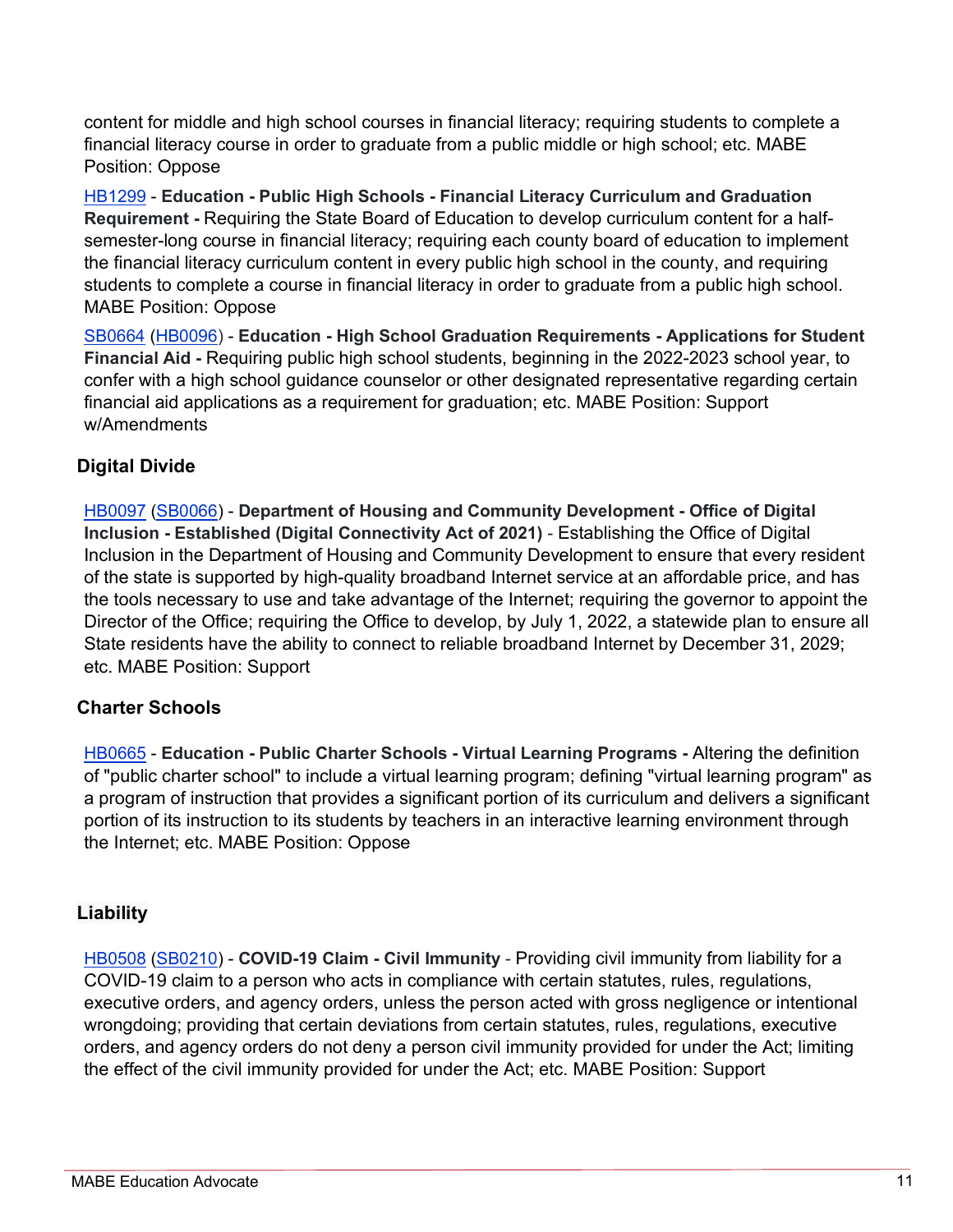content for middle and high school courses in financial literacy; requiring students to complete a financial literacy course in order to graduate from a public middle or high school; etc. MABE Position: Oppose

HB1299 - **Education - Public High Schools - Financial Literacy Curriculum and Graduation Requirement -** Requiring the State Board of Education to develop curriculum content for a half-semester-long course in financial literacy; requiring each county board of education to implement the financial literacy curriculum content in every public high school in the county, and requiring students to complete a course in financial literacy in order to graduate from a public high school. MABE Position: Oppose

SB0664 (HB0096) - **Education - High School Graduation Requirements - Applications for Student Financial Aid -** Requiring public high school students, beginning in the 2022-2023 school year, to confer with a high school guidance counselor or other designated representative regarding certain financial aid applications as a requirement for graduation; etc. MABE Position: Support w/Amendments

### Digital Divide

HB0097 (SB0066) - **Department of Housing and Community Development - Office of Digital Inclusion - Established (Digital Connectivity Act of 2021)** - Establishing the Office of Digital Inclusion in the Department of Housing and Community Development to ensure that every resident of the state is supported by high-quality broadband Internet service at an affordable price, and has the tools necessary to use and take advantage of the Internet; requiring the governor to appoint the Director of the Office; requiring the Office to develop, by July 1, 2022, a statewide plan to ensure all State residents have the ability to connect to reliable broadband Internet by December 31, 2029; etc. MABE Position: Support

### Charter Schools

HB0665 - **Education - Public Charter Schools - Virtual Learning Programs -** Altering the definition of "public charter school" to include a virtual learning program; defining "virtual learning program" as a program of instruction that provides a significant portion of its curriculum and delivers a significant portion of its instruction to its students by teachers in an interactive learning environment through the Internet; etc. MABE Position: Oppose

### Liability

HB0508 (SB0210) - **COVID-19 Claim - Civil Immunity** - Providing civil immunity from liability for a COVID-19 claim to a person who acts in compliance with certain statutes, rules, regulations, executive orders, and agency orders, unless the person acted with gross negligence or intentional wrongdoing; providing that certain deviations from certain statutes, rules, regulations, executive orders, and agency orders do not deny a person civil immunity provided for under the Act; limiting the effect of the civil immunity provided for under the Act; etc. MABE Position: Support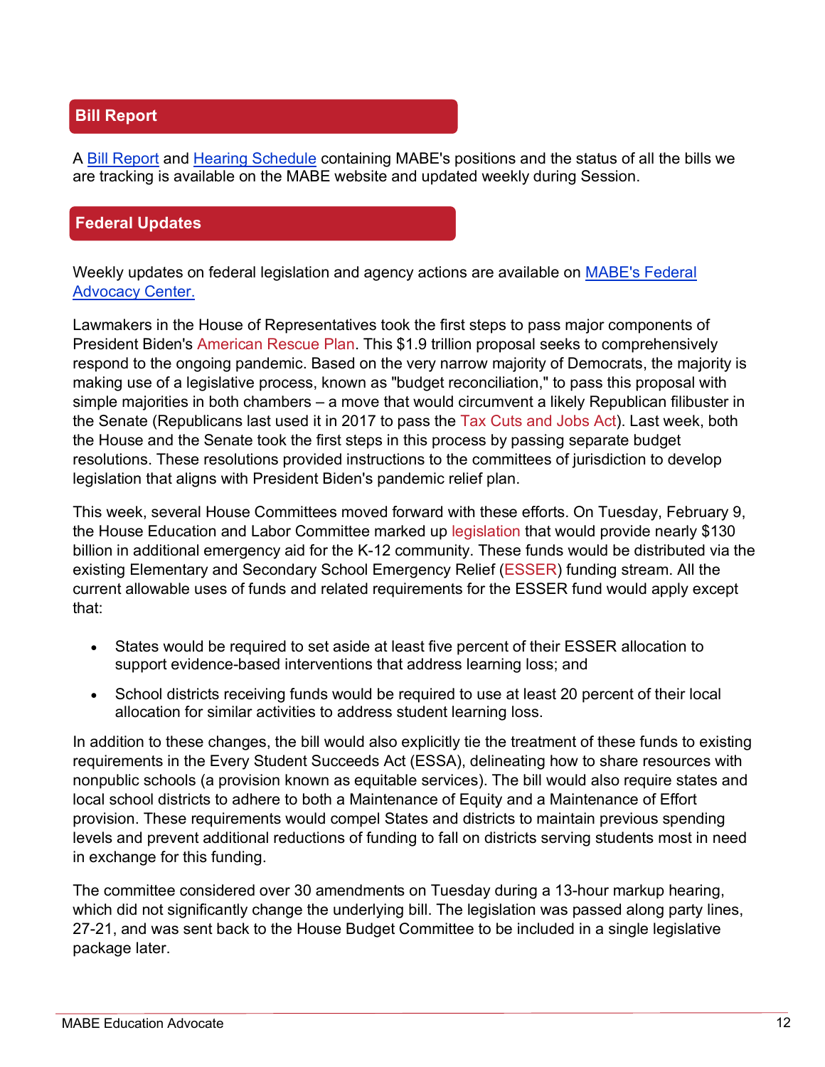## Bill Report

A Bill Report and Hearing Schedule containing MABE's positions and the status of all the bills we are tracking is available on the MABE website and updated weekly during Session.

## Federal Updates

Weekly updates on federal legislation and agency actions are available on MABE's Federal Advocacy Center.

Lawmakers in the House of Representatives took the first steps to pass major components of President Biden's American Rescue Plan. This $1.9 trillion proposal seeks to comprehensively respond to the ongoing pandemic. Based on the very narrow majority of Democrats, the majority is making use of a legislative process, known as "budget reconciliation," to pass this proposal with simple majorities in both chambers – a move that would circumvent a likely Republican filibuster in the Senate (Republicans last used it in 2017 to pass the Tax Cuts and Jobs Act). Last week, both the House and the Senate took the first steps in this process by passing separate budget resolutions. These resolutions provided instructions to the committees of jurisdiction to develop legislation that aligns with President Biden's pandemic relief plan.

This week, several House Committees moved forward with these efforts. On Tuesday, February 9, the House Education and Labor Committee marked up legislation that would provide nearly $130 billion in additional emergency aid for the K-12 community. These funds would be distributed via the existing Elementary and Secondary School Emergency Relief (ESSER) funding stream. All the current allowable uses of funds and related requirements for the ESSER fund would apply except that:

- States would be required to set aside at least five percent of their ESSER allocation to support evidence-based interventions that address learning loss; and
- School districts receiving funds would be required to use at least 20 percent of their local allocation for similar activities to address student learning loss.

In addition to these changes, the bill would also explicitly tie the treatment of these funds to existing requirements in the Every Student Succeeds Act (ESSA), delineating how to share resources with nonpublic schools (a provision known as equitable services). The bill would also require states and local school districts to adhere to both a Maintenance of Equity and a Maintenance of Effort provision. These requirements would compel States and districts to maintain previous spending levels and prevent additional reductions of funding to fall on districts serving students most in need in exchange for this funding.

The committee considered over 30 amendments on Tuesday during a 13-hour markup hearing, which did not significantly change the underlying bill. The legislation was passed along party lines, 27-21, and was sent back to the House Budget Committee to be included in a single legislative package later.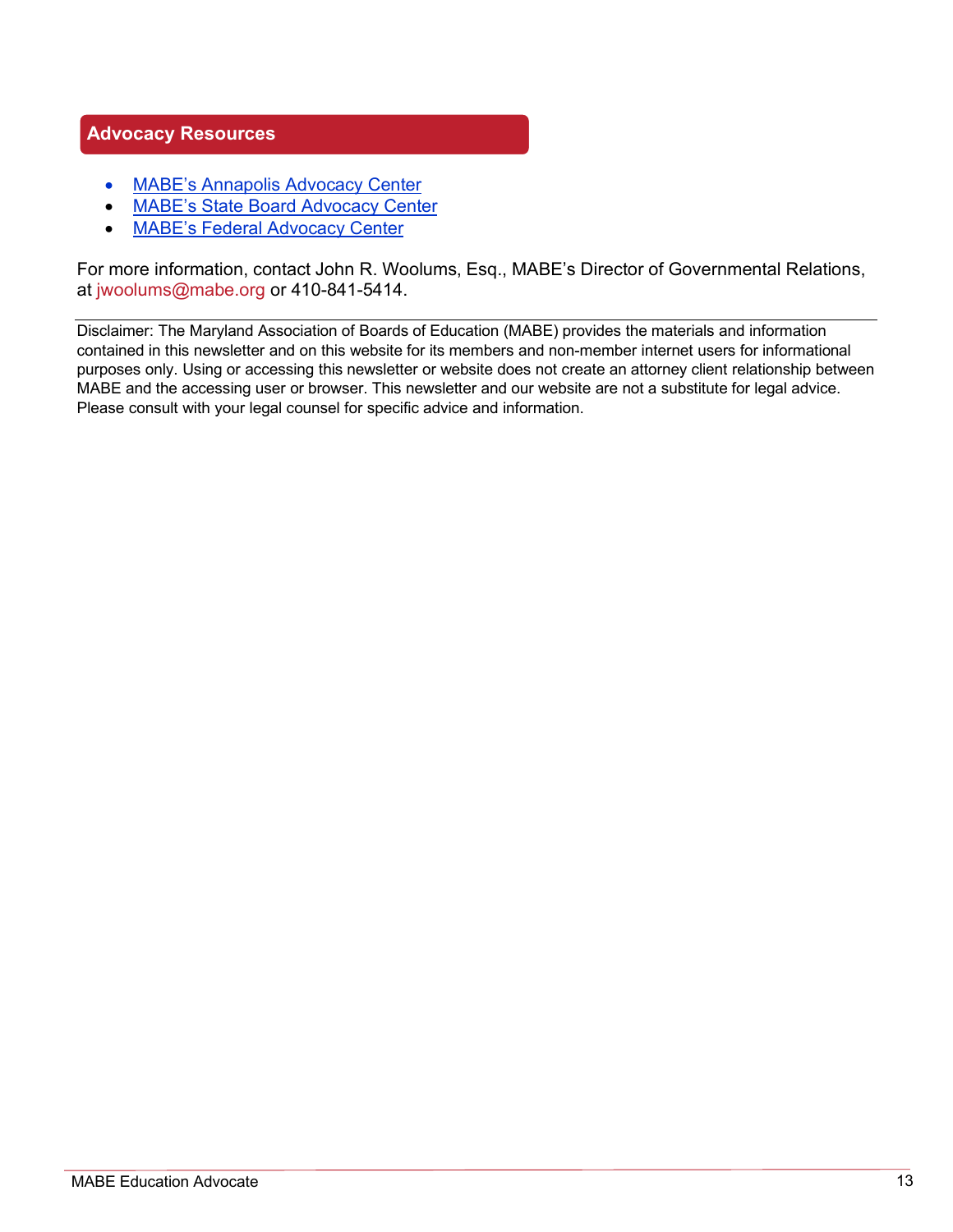## Advocacy Resources

- MABE's Annapolis Advocacy Center
- MABE's State Board Advocacy Center
- MABE's Federal Advocacy Center

For more information, contact John R. Woolums, Esq., MABE's Director of Governmental Relations, at jwoolums@mabe.org or 410-841-5414.

---

Disclaimer: The Maryland Association of Boards of Education (MABE) provides the materials and information contained in this newsletter and on this website for its members and non-member internet users for informational purposes only. Using or accessing this newsletter or website does not create an attorney client relationship between MABE and the accessing user or browser. This newsletter and our website are not a substitute for legal advice. Please consult with your legal counsel for specific advice and information.